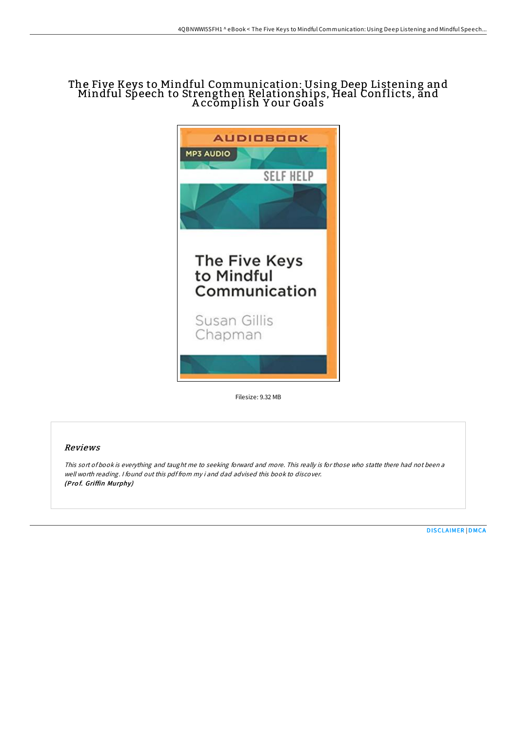# The Five Keys to Mindful Communication: Using Deep Listening and Mindful Speech to Strengthen Relationships, Heal Conflicts, and Accomplish Your Goals

Filesize: 9.32 MB

## Reviews

*This sort of book is everything and taught me to seeking forward and more. This really is for those who statte there had not been a well worth reading. I found out this pdf from my i and dad advised this book to discover.*
***(Prof. Griffin Murphy)***

DISCLAIMER | DMCA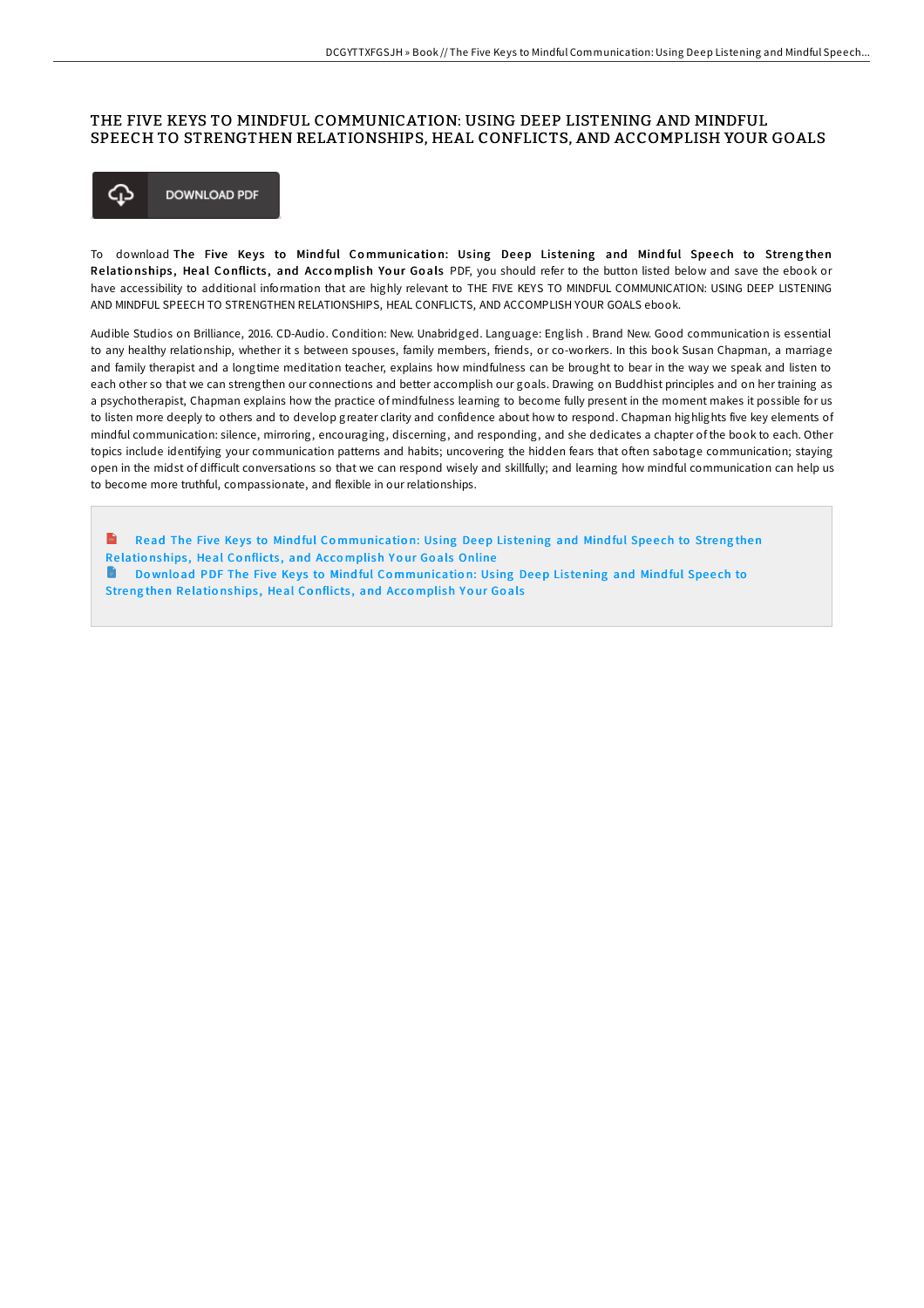# THE FIVE KEYS TO MINDFUL COMMUNICATION: USING DEEP LISTENING AND MINDFUL SPEECH TO STRENGTHEN RELATIONSHIPS, HEAL CONFLICTS, AND ACCOMPLISH YOUR GOALS

DOWNLOAD PDF

To download **The Five Keys to Mindful Communication: Using Deep Listening and Mindful Speech to Strengthen Relationships, Heal Conflicts, and Accomplish Your Goals** PDF, you should refer to the button listed below and save the ebook or have accessibility to additional information that are highly relevant to THE FIVE KEYS TO MINDFUL COMMUNICATION: USING DEEP LISTENING AND MINDFUL SPEECH TO STRENGTHEN RELATIONSHIPS, HEAL CONFLICTS, AND ACCOMPLISH YOUR GOALS ebook.

Audible Studios on Brilliance, 2016. CD-Audio. Condition: New. Unabridged. Language: English . Brand New. Good communication is essential to any healthy relationship, whether it s between spouses, family members, friends, or co-workers. In this book Susan Chapman, a marriage and family therapist and a longtime meditation teacher, explains how mindfulness can be brought to bear in the way we speak and listen to each other so that we can strengthen our connections and better accomplish our goals. Drawing on Buddhist principles and on her training as a psychotherapist, Chapman explains how the practice of mindfulness learning to become fully present in the moment makes it possible for us to listen more deeply to others and to develop greater clarity and confidence about how to respond. Chapman highlights five key elements of mindful communication: silence, mirroring, encouraging, discerning, and responding, and she dedicates a chapter of the book to each. Other topics include identifying your communication patterns and habits; uncovering the hidden fears that often sabotage communication; staying open in the midst of difficult conversations so that we can respond wisely and skillfully; and learning how mindful communication can help us to become more truthful, compassionate, and flexible in our relationships.

Read The Five Keys to Mindful Communication: Using Deep Listening and Mindful Speech to Strengthen Relationships, Heal Conflicts, and Accomplish Your Goals Online

Download PDF The Five Keys to Mindful Communication: Using Deep Listening and Mindful Speech to Strengthen Relationships, Heal Conflicts, and Accomplish Your Goals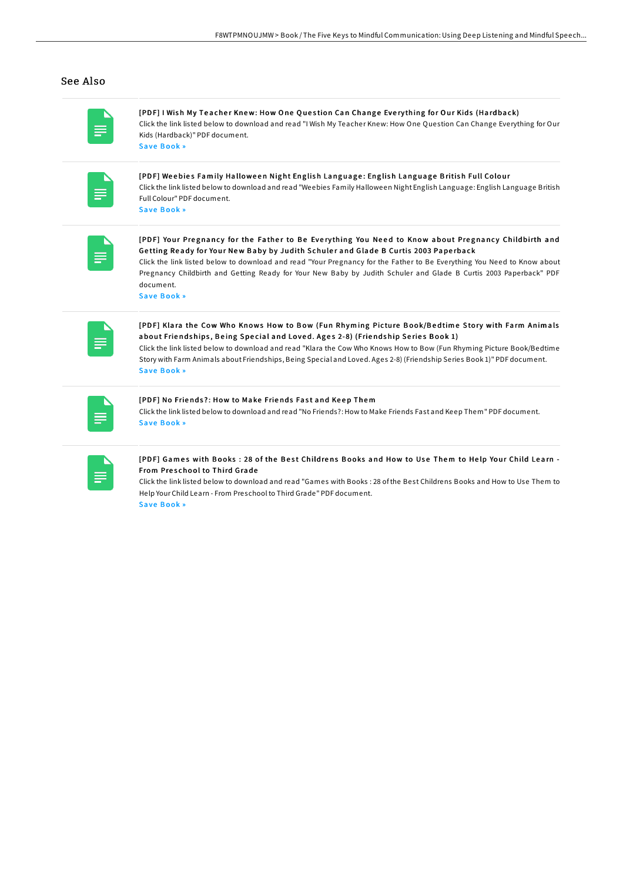## See Also

**[PDF] I Wish My Teacher Knew: How One Question Can Change Everything for Our Kids (Hardback)**

Click the link listed below to download and read "I Wish My Teacher Knew: How One Question Can Change Everything for Our Kids (Hardback)" PDF document.

Save Book »

**[PDF] Weebies Family Halloween Night English Language: English Language British Full Colour**

Click the link listed below to download and read "Weebies Family Halloween Night English Language: English Language British Full Colour" PDF document.

Save Book »

**[PDF] Your Pregnancy for the Father to Be Everything You Need to Know about Pregnancy Childbirth and Getting Ready for Your New Baby by Judith Schuler and Glade B Curtis 2003 Paperback**

Click the link listed below to download and read "Your Pregnancy for the Father to Be Everything You Need to Know about Pregnancy Childbirth and Getting Ready for Your New Baby by Judith Schuler and Glade B Curtis 2003 Paperback" PDF document.

Save Book »

**[PDF] Klara the Cow Who Knows How to Bow (Fun Rhyming Picture Book/Bedtime Story with Farm Animals about Friendships, Being Special and Loved. Ages 2-8) (Friendship Series Book 1)**

Click the link listed below to download and read "Klara the Cow Who Knows How to Bow (Fun Rhyming Picture Book/Bedtime Story with Farm Animals about Friendships, Being Special and Loved. Ages 2-8) (Friendship Series Book 1)" PDF document.

Save Book »

**[PDF] No Friends?: How to Make Friends Fast and Keep Them**

Click the link listed below to download and read "No Friends?: How to Make Friends Fast and Keep Them" PDF document.

Save Book »

**[PDF] Games with Books : 28 of the Best Childrens Books and How to Use Them to Help Your Child Learn - From Preschool to Third Grade**

Click the link listed below to download and read "Games with Books : 28 of the Best Childrens Books and How to Use Them to Help Your Child Learn - From Preschool to Third Grade" PDF document.

Save Book »